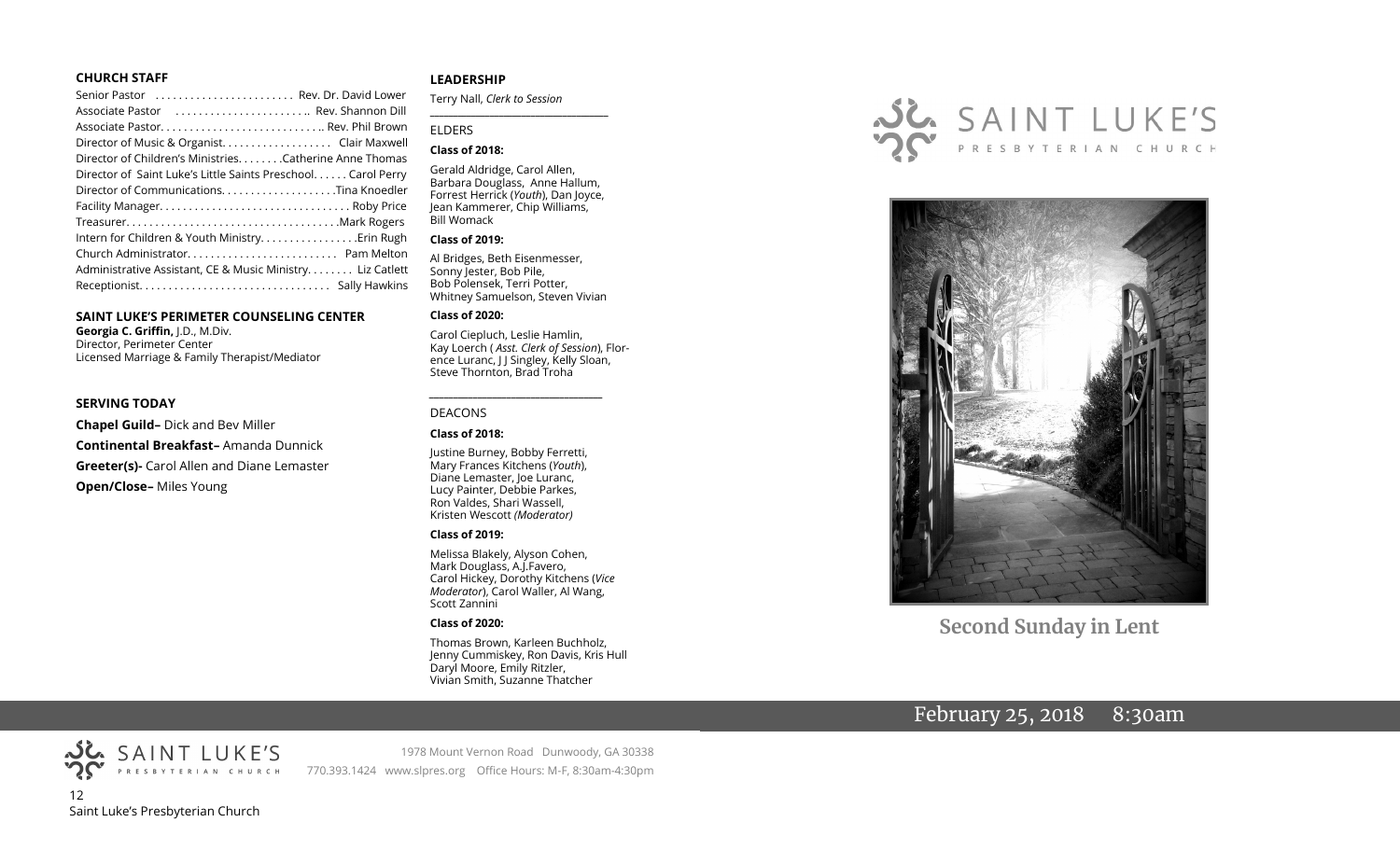### CHURCH STAFF

Senior Pastor . . . . . . . . . . . . . . . . . . . . . . . Rev. Dr. David Lower
Associate Pastor . . . . . . . . . . . . . . . . . . . . . .. Rev. Shannon Dill
Associate Pastor. . . . . . . . . . . . . . . . . . . . . . . . . . .. Rev. Phil Brown
Director of Music & Organist. . . . . . . . . . . . . . . . . . Clair Maxwell
Director of Children's Ministries. . . . . . . .Catherine Anne Thomas
Director of Saint Luke's Little Saints Preschool. . . . . . Carol Perry
Director of Communications. . . . . . . . . . . . . . . . . . . .Tina Knoedler
Facility Manager. . . . . . . . . . . . . . . . . . . . . . . . . . . . . . . . Roby Price
Treasurer. . . . . . . . . . . . . . . . . . . . . . . . . . . . . . . . . . . .Mark Rogers
Intern for Children & Youth Ministry. . . . . . . . . . . . . . . . .Erin Rugh
Church Administrator. . . . . . . . . . . . . . . . . . . . . . . . . Pam Melton
Administrative Assistant, CE & Music Ministry. . . . . . . . Liz Catlett
Receptionist. . . . . . . . . . . . . . . . . . . . . . . . . . . . . . . . Sally Hawkins

### SAINT LUKE'S PERIMETER COUNSELING CENTER

**Georgia C. Griffin,** J.D., M.Div.
Director, Perimeter Center
Licensed Marriage & Family Therapist/Mediator

### SERVING TODAY

**Chapel Guild–** Dick and Bev Miller
**Continental Breakfast–** Amanda Dunnick
**Greeter(s)-** Carol Allen and Diane Lemaster
**Open/Close–** Miles Young

### LEADERSHIP

Terry Nall, *Clerk to Session*

ELDERS

**Class of 2018:**

Gerald Aldridge, Carol Allen, Barbara Douglass, Anne Hallum, Forrest Herrick (*Youth*), Dan Joyce, Jean Kammerer, Chip Williams, Bill Womack

**Class of 2019:**

Al Bridges, Beth Eisenmesser, Sonny Jester, Bob Pile, Bob Polensek, Terri Potter, Whitney Samuelson, Steven Vivian

**Class of 2020:**

Carol Ciepluch, Leslie Hamlin, Kay Loerch ( *Asst. Clerk of Session*), Florence Luranc, J J Singley, Kelly Sloan, Steve Thornton, Brad Troha

DEACONS

**Class of 2018:**

Justine Burney, Bobby Ferretti, Mary Frances Kitchens (*Youth*), Diane Lemaster, Joe Luranc, Lucy Painter, Debbie Parkes, Ron Valdes, Shari Wassell, Kristen Wescott *(Moderator)*

**Class of 2019:**

Melissa Blakely, Alyson Cohen, Mark Douglass, A.J.Favero, Carol Hickey, Dorothy Kitchens (*Vice Moderator*), Carol Waller, Al Wang, Scott Zannini

**Class of 2020:**

Thomas Brown, Karleen Buchholz, Jenny Cummiskey, Ron Davis, Kris Hull Daryl Moore, Emily Ritzler, Vivian Smith, Suzanne Thatcher

SAINT LUKE'S PRESBYTERIAN CHURCH

1978 Mount Vernon Road Dunwoody, GA 30338
770.393.1424 www.slpres.org Office Hours: M-F, 8:30am-4:30pm

Saint Luke's Presbyterian Church

# SAINT LUKE'S PRESBYTERIAN CHURCH

## Second Sunday in Lent

February 25, 2018 8:30am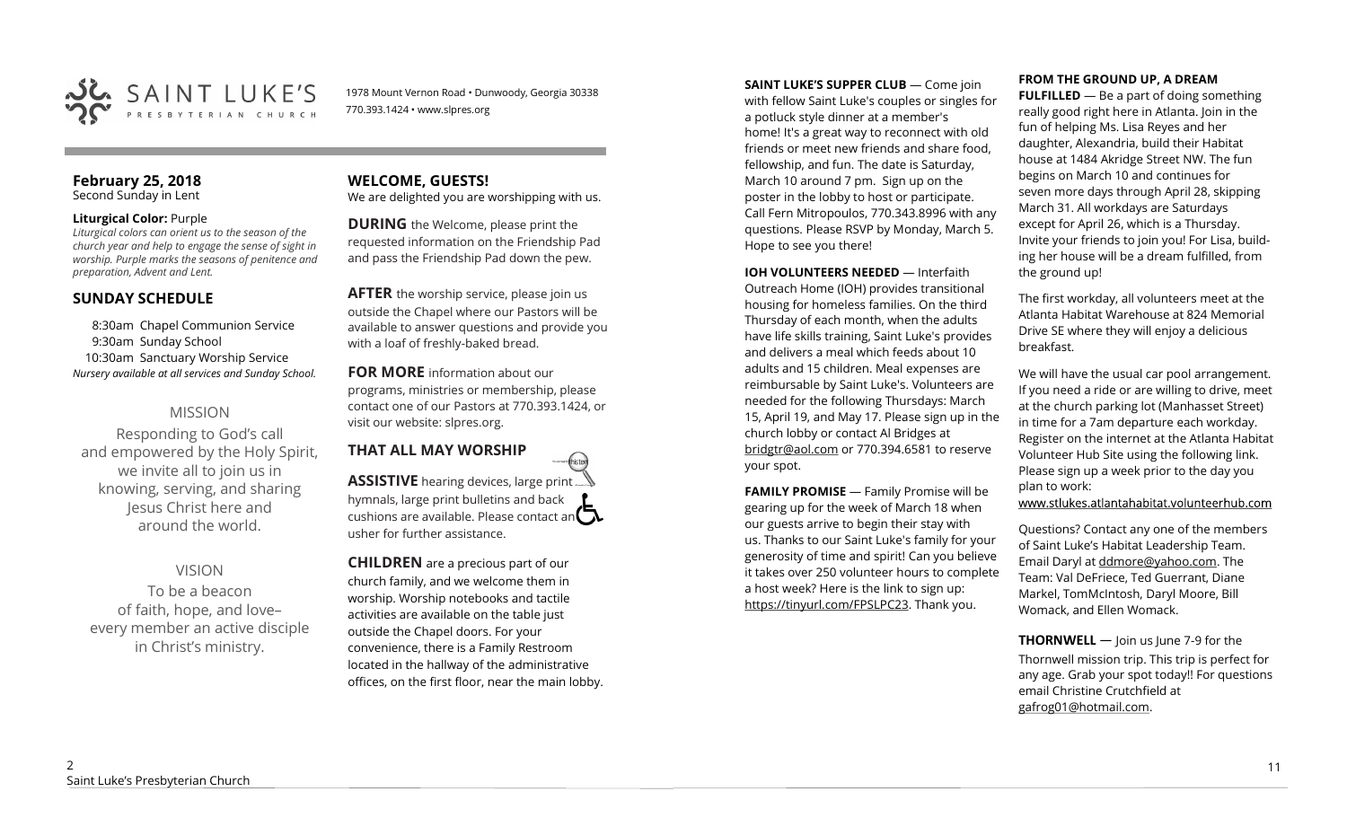SAINT LUKE'S PRESBYTERIAN CHURCH

1978 Mount Vernon Road • Dunwoody, Georgia 30338
770.393.1424 • www.slpres.org

## February 25, 2018
Second Sunday in Lent

**Liturgical Color:** Purple
*Liturgical colors can orient us to the season of the church year and help to engage the sense of sight in worship. Purple marks the seasons of penitence and preparation, Advent and Lent.*

## SUNDAY SCHEDULE

8:30am Chapel Communion Service
9:30am Sunday School
10:30am Sanctuary Worship Service
*Nursery available at all services and Sunday School.*

### MISSION

Responding to God's call and empowered by the Holy Spirit, we invite all to join us in knowing, serving, and sharing Jesus Christ here and around the world.

### VISION

To be a beacon of faith, hope, and love– every member an active disciple in Christ's ministry.

## WELCOME, GUESTS!
We are delighted you are worshipping with us.

**DURING** the Welcome, please print the requested information on the Friendship Pad and pass the Friendship Pad down the pew.

**AFTER** the worship service, please join us outside the Chapel where our Pastors will be available to answer questions and provide you with a loaf of freshly-baked bread.

**FOR MORE** information about our programs, ministries or membership, please contact one of our Pastors at 770.393.1424, or visit our website: slpres.org.

## THAT ALL MAY WORSHIP

**ASSISTIVE** hearing devices, large print hymnals, large print bulletins and back cushions are available. Please contact an usher for further assistance.

**CHILDREN** are a precious part of our church family, and we welcome them in worship. Worship notebooks and tactile activities are available on the table just outside the Chapel doors. For your convenience, there is a Family Restroom located in the hallway of the administrative offices, on the first floor, near the main lobby.

**SAINT LUKE'S SUPPER CLUB** — Come join with fellow Saint Luke's couples or singles for a potluck style dinner at a member's home! It's a great way to reconnect with old friends or meet new friends and share food, fellowship, and fun. The date is Saturday, March 10 around 7 pm. Sign up on the poster in the lobby to host or participate. Call Fern Mitropoulos, 770.343.8996 with any questions. Please RSVP by Monday, March 5. Hope to see you there!

**IOH VOLUNTEERS NEEDED** — Interfaith Outreach Home (IOH) provides transitional housing for homeless families. On the third Thursday of each month, when the adults have life skills training, Saint Luke's provides and delivers a meal which feeds about 10 adults and 15 children. Meal expenses are reimbursable by Saint Luke's. Volunteers are needed for the following Thursdays: March 15, April 19, and May 17. Please sign up in the church lobby or contact Al Bridges at bridgtr@aol.com or 770.394.6581 to reserve your spot.

**FAMILY PROMISE** — Family Promise will be gearing up for the week of March 18 when our guests arrive to begin their stay with us. Thanks to our Saint Luke's family for your generosity of time and spirit! Can you believe it takes over 250 volunteer hours to complete a host week? Here is the link to sign up: https://tinyurl.com/FPSLPC23. Thank you.

**FROM THE GROUND UP, A DREAM FULFILLED** — Be a part of doing something really good right here in Atlanta. Join in the fun of helping Ms. Lisa Reyes and her daughter, Alexandria, build their Habitat house at 1484 Akridge Street NW. The fun begins on March 10 and continues for seven more days through April 28, skipping March 31. All workdays are Saturdays except for April 26, which is a Thursday. Invite your friends to join you! For Lisa, building her house will be a dream fulfilled, from the ground up!

The first workday, all volunteers meet at the Atlanta Habitat Warehouse at 824 Memorial Drive SE where they will enjoy a delicious breakfast.

We will have the usual car pool arrangement. If you need a ride or are willing to drive, meet at the church parking lot (Manhasset Street) in time for a 7am departure each workday. Register on the internet at the Atlanta Habitat Volunteer Hub Site using the following link. Please sign up a week prior to the day you plan to work:
www.stlukes.atlantahabitat.volunteerhub.com

Questions? Contact any one of the members of Saint Luke's Habitat Leadership Team. Email Daryl at ddmore@yahoo.com. The Team: Val DeFriece, Ted Guerrant, Diane Markel, TomMcIntosh, Daryl Moore, Bill Womack, and Ellen Womack.

**THORNWELL** — Join us June 7-9 for the Thornwell mission trip. This trip is perfect for any age. Grab your spot today!! For questions email Christine Crutchfield at gafrog01@hotmail.com.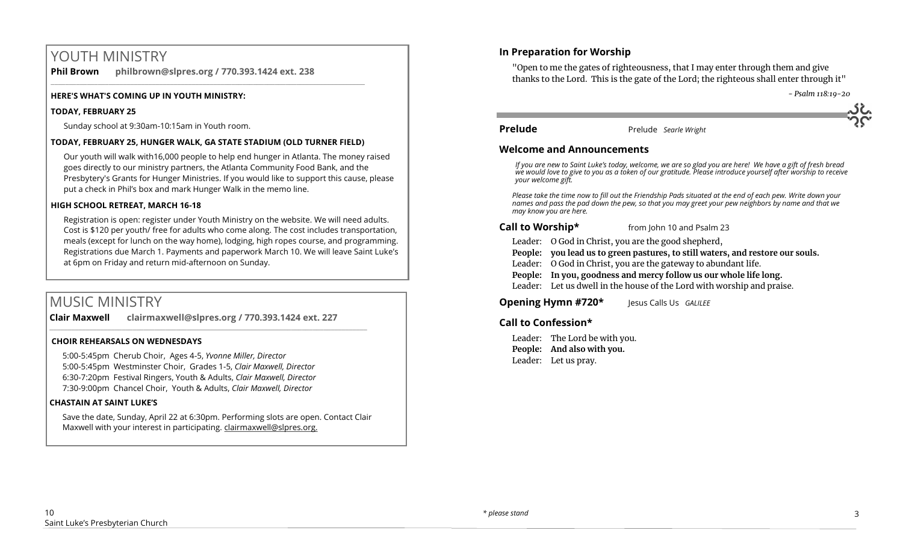# YOUTH MINISTRY

**Phil Brown philbrown@slpres.org / 770.393.1424 ext. 238**

**HERE'S WHAT'S COMING UP IN YOUTH MINISTRY:**

**TODAY, FEBRUARY 25**

Sunday school at 9:30am-10:15am in Youth room.

**TODAY, FEBRUARY 25, HUNGER WALK, GA STATE STADIUM (OLD TURNER FIELD)**

Our youth will walk with16,000 people to help end hunger in Atlanta. The money raised goes directly to our ministry partners, the Atlanta Community Food Bank, and the Presbytery's Grants for Hunger Ministries. If you would like to support this cause, please put a check in Phil's box and mark Hunger Walk in the memo line.

**HIGH SCHOOL RETREAT, MARCH 16-18**

Registration is open: register under Youth Ministry on the website. We will need adults. Cost is $120 per youth/ free for adults who come along. The cost includes transportation, meals (except for lunch on the way home), lodging, high ropes course, and programming. Registrations due March 1. Payments and paperwork March 10. We will leave Saint Luke's at 6pm on Friday and return mid-afternoon on Sunday.

# MUSIC MINISTRY

**Clair Maxwell clairmaxwell@slpres.org / 770.393.1424 ext. 227**

**CHOIR REHEARSALS ON WEDNESDAYS**

5:00-5:45pm Cherub Choir, Ages 4-5, *Yvonne Miller, Director*
5:00-5:45pm Westminster Choir, Grades 1-5, *Clair Maxwell, Director*
6:30-7:20pm Festival Ringers, Youth & Adults, *Clair Maxwell, Director*
7:30-9:00pm Chancel Choir, Youth & Adults, *Clair Maxwell, Director*

**CHASTAIN AT SAINT LUKE'S**

Save the date, Sunday, April 22 at 6:30pm. Performing slots are open. Contact Clair Maxwell with your interest in participating. clairmaxwell@slpres.org.

## In Preparation for Worship

"Open to me the gates of righteousness, that I may enter through them and give thanks to the Lord. This is the gate of the Lord; the righteous shall enter through it"

*- Psalm 118:19-20*

**Prelude** Prelude *Searle Wright*

## Welcome and Announcements

*If you are new to Saint Luke's today, welcome, we are so glad you are here! We have a gift of fresh bread we would love to give to you as a token of our gratitude. Please introduce yourself after worship to receive your welcome gift.*

*Please take the time now to fill out the Friendship Pads situated at the end of each pew. Write down your names and pass the pad down the pew, so that you may greet your pew neighbors by name and that we may know you are here.*

**Call to Worship\*** from John 10 and Psalm 23

Leader: O God in Christ, you are the good shepherd,
**People: you lead us to green pastures, to still waters, and restore our souls.**
Leader: O God in Christ, you are the gateway to abundant life.
**People: In you, goodness and mercy follow us our whole life long.**
Leader: Let us dwell in the house of the Lord with worship and praise.

**Opening Hymn #720\*** Jesus Calls Us *GALILEE*

## Call to Confession\*

Leader: The Lord be with you.
**People: And also with you.**
Leader: Let us pray.

*\* please stand*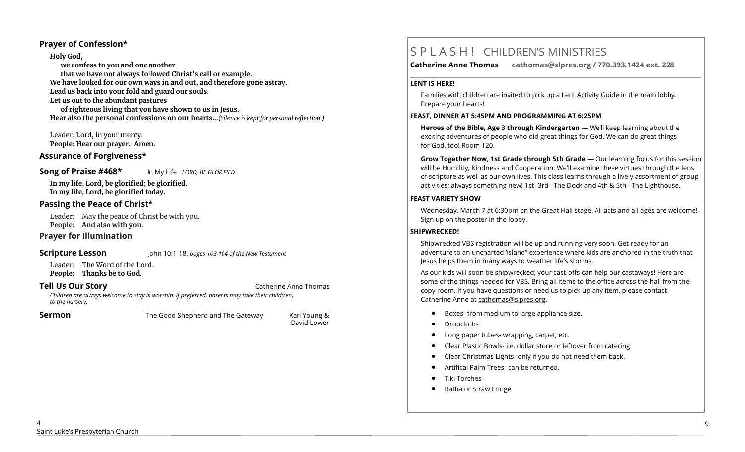## Prayer of Confession*

**Holy God,**
**we confess to you and one another**
**that we have not always followed Christ's call or example.**
**We have looked for our own ways in and out, and therefore gone astray.**
**Lead us back into your fold and guard our souls.**
**Let us out to the abundant pastures**
**of righteous living that you have shown to us in Jesus.**
**Hear also the personal confessions on our hearts...***(Silence is kept for personal reflection.)*

Leader: Lord, in your mercy.
**People: Hear our prayer. Amen.**

## Assurance of Forgiveness*

## Song of Praise #468*

In My Life *LORD, BE GLORIFIED*

**In my life, Lord, be glorified; be glorified.**
**In my life, Lord, be glorified today.**

## Passing the Peace of Christ*

Leader: May the peace of Christ be with you.
**People: And also with you.**

## Prayer for Illumination

## Scripture Lesson

John 10:1-18, *pages 103-104 of the New Testament*

Leader: The Word of the Lord.
**People: Thanks be to God.**

## Tell Us Our Story

Catherine Anne Thomas

*Children are always welcome to stay in worship. If preferred, parents may take their child(ren) to the nursery.*

## Sermon

The Good Shepherd and The Gateway — Kari Young & David Lower

# S P L A S H ! CHILDREN'S MINISTRIES

**Catherine Anne Thomas** **cathomas@slpres.org / 770.393.1424 ext. 228**

### LENT IS HERE!

Families with children are invited to pick up a Lent Activity Guide in the main lobby. Prepare your hearts!

### FEAST, DINNER AT 5:45PM AND PROGRAMMING AT 6:25PM

**Heroes of the Bible, Age 3 through Kindergarten** — We'll keep learning about the exciting adventures of people who did great things for God. We can do great things for God, too! Room 120.

**Grow Together Now, 1st Grade through 5th Grade** — Our learning focus for this session will be Humility, Kindness and Cooperation. We'll examine these virtues through the lens of scripture as well as our own lives. This class learns through a lively assortment of group activities; always something new! 1st- 3rd– The Dock and 4th & 5th– The Lighthouse.

### FEAST VARIETY SHOW

Wednesday, March 7 at 6:30pm on the Great Hall stage. All acts and all ages are welcome! Sign up on the poster in the lobby.

### SHIPWRECKED!

Shipwrecked VBS registration will be up and running very soon. Get ready for an adventure to an uncharted 'island" experience where kids are anchored in the truth that Jesus helps them in many ways to weather life's storms.

As our kids will soon be shipwrecked; your cast-offs can help our castaways! Here are some of the things needed for VBS. Bring all items to the office across the hall from the copy room. If you have questions or need us to pick up any item, please contact Catherine Anne at cathomas@slpres.org.

- Boxes- from medium to large appliance size.
- Dropcloths
- Long paper tubes- wrapping, carpet, etc.
- Clear Plastic Bowls- i.e. dollar store or leftover from catering.
- Clear Christmas Lights- only if you do not need them back.
- Artifical Palm Trees- can be returned.
- Tiki Torches
- Raffia or Straw Fringe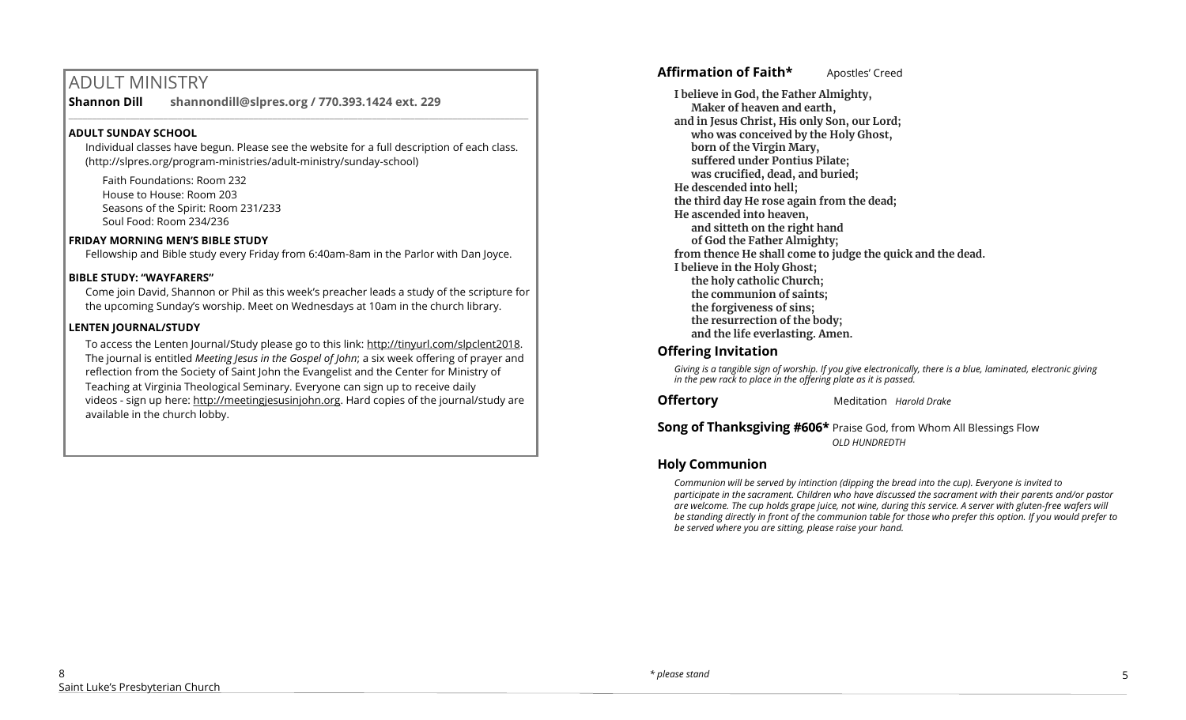# ADULT MINISTRY

**Shannon Dill** **shannondill@slpres.org / 770.393.1424 ext. 229**

### ADULT SUNDAY SCHOOL

Individual classes have begun. Please see the website for a full description of each class. (http://slpres.org/program-ministries/adult-ministry/sunday-school)

Faith Foundations: Room 232
House to House: Room 203
Seasons of the Spirit: Room 231/233
Soul Food: Room 234/236

### FRIDAY MORNING MEN'S BIBLE STUDY

Fellowship and Bible study every Friday from 6:40am-8am in the Parlor with Dan Joyce.

### BIBLE STUDY: "WAYFARERS"

Come join David, Shannon or Phil as this week's preacher leads a study of the scripture for the upcoming Sunday's worship. Meet on Wednesdays at 10am in the church library.

### LENTEN JOURNAL/STUDY

To access the Lenten Journal/Study please go to this link: http://tinyurl.com/slplcent2018. The journal is entitled *Meeting Jesus in the Gospel of John*; a six week offering of prayer and reflection from the Society of Saint John the Evangelist and the Center for Ministry of Teaching at Virginia Theological Seminary. Everyone can sign up to receive daily videos - sign up here: http://meetingjesusinjohn.org. Hard copies of the journal/study are available in the church lobby.

---

**Affirmation of Faith*** Apostles' Creed

**I believe in God, the Father Almighty,**
**Maker of heaven and earth,**
**and in Jesus Christ, His only Son, our Lord;**
**who was conceived by the Holy Ghost,**
**born of the Virgin Mary,**
**suffered under Pontius Pilate;**
**was crucified, dead, and buried;**
**He descended into hell;**
**the third day He rose again from the dead;**
**He ascended into heaven,**
**and sitteth on the right hand**
**of God the Father Almighty;**
**from thence He shall come to judge the quick and the dead.**
**I believe in the Holy Ghost;**
**the holy catholic Church;**
**the communion of saints;**
**the forgiveness of sins;**
**the resurrection of the body;**
**and the life everlasting. Amen.**

**Offering Invitation**

*Giving is a tangible sign of worship. If you give electronically, there is a blue, laminated, electronic giving in the pew rack to place in the offering plate as it is passed.*

**Offertory** Meditation *Harold Drake*

**Song of Thanksgiving #606*** Praise God, from Whom All Blessings Flow
*OLD HUNDREDTH*

**Holy Communion**

*Communion will be served by intinction (dipping the bread into the cup). Everyone is invited to participate in the sacrament. Children who have discussed the sacrament with their parents and/or pastor are welcome. The cup holds grape juice, not wine, during this service. A server with gluten-free wafers will be standing directly in front of the communion table for those who prefer this option. If you would prefer to be served where you are sitting, please raise your hand.*

\* please stand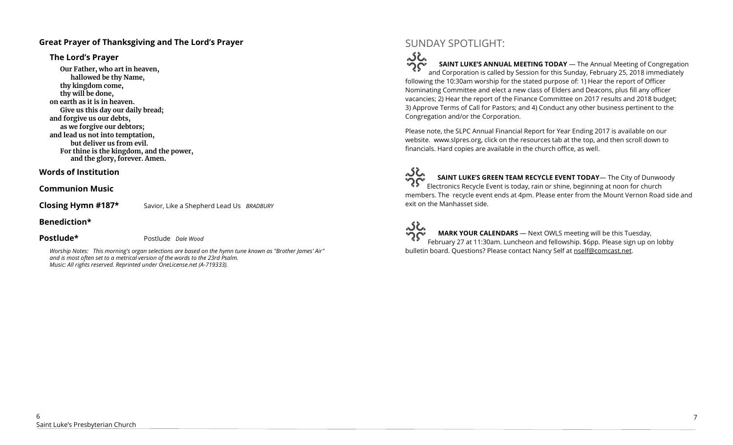### Great Prayer of Thanksgiving and The Lord's Prayer

#### The Lord's Prayer

**Our Father, who art in heaven,**
**hallowed be thy Name,**
**thy kingdom come,**
**thy will be done,**
**on earth as it is in heaven.**
**Give us this day our daily bread;**
**and forgive us our debts,**
**as we forgive our debtors;**
**and lead us not into temptation,**
**but deliver us from evil.**
**For thine is the kingdom, and the power,**
**and the glory, forever. Amen.**

### Words of Institution

### Communion Music

**Closing Hymn #187*** Savior, Like a Shepherd Lead Us *BRADBURY*

### Benediction*

**Postlude*** Postlude *Dale Wood*

*Worship Notes: This morning's organ selections are based on the hymn tune known as "Brother James' Air" and is most often set to a metrical version of the words to the 23rd Psalm.*
*Music: All rights reserved. Reprinted under OneLicense.net (A-719333).*

## SUNDAY SPOTLIGHT:

**SAINT LUKE'S ANNUAL MEETING TODAY** — The Annual Meeting of Congregation and Corporation is called by Session for this Sunday, February 25, 2018 immediately following the 10:30am worship for the stated purpose of: 1) Hear the report of Officer Nominating Committee and elect a new class of Elders and Deacons, plus fill any officer vacancies; 2) Hear the report of the Finance Committee on 2017 results and 2018 budget; 3) Approve Terms of Call for Pastors; and 4) Conduct any other business pertinent to the Congregation and/or the Corporation.

Please note, the SLPC Annual Financial Report for Year Ending 2017 is available on our website. www.slpres.org, click on the resources tab at the top, and then scroll down to financials. Hard copies are available in the church office, as well.

**SAINT LUKE'S GREEN TEAM RECYCLE EVENT TODAY**— The City of Dunwoody Electronics Recycle Event is today, rain or shine, beginning at noon for church members. The recycle event ends at 4pm. Please enter from the Mount Vernon Road side and exit on the Manhasset side.

**MARK YOUR CALENDARS** — Next OWLS meeting will be this Tuesday, February 27 at 11:30am. Luncheon and fellowship. $6pp. Please sign up on lobby bulletin board. Questions? Please contact Nancy Self at nself@comcast.net.